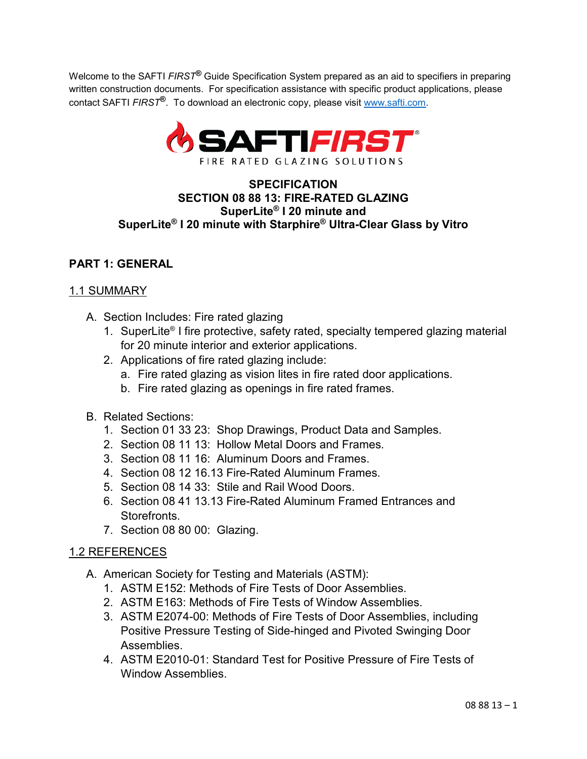Welcome to the SAFTI *FIRST*® Guide Specification System prepared as an aid to specifiers in preparing written construction documents. For specification assistance with specific product applications, please contact SAFTI *FIRST*®. To download an electronic copy, please visit www.safti.com.

SAFTI*FIRST*®

FIRE RATED GLAZING SOLUTIONS

# SPECIFICATION
# SECTION 08 88 13: FIRE-RATED GLAZING
# SuperLite® I 20 minute and SuperLite® I 20 minute with Starphire® Ultra-Clear Glass by Vitro

## PART 1: GENERAL

### 1.1 SUMMARY

A. Section Includes: Fire rated glazing
   1. SuperLite® I fire protective, safety rated, specialty tempered glazing material for 20 minute interior and exterior applications.
   2. Applications of fire rated glazing include:
      a. Fire rated glazing as vision lites in fire rated door applications.
      b. Fire rated glazing as openings in fire rated frames.

B. Related Sections:
   1. Section 01 33 23: Shop Drawings, Product Data and Samples.
   2. Section 08 11 13: Hollow Metal Doors and Frames.
   3. Section 08 11 16: Aluminum Doors and Frames.
   4. Section 08 12 16.13 Fire-Rated Aluminum Frames.
   5. Section 08 14 33: Stile and Rail Wood Doors.
   6. Section 08 41 13.13 Fire-Rated Aluminum Framed Entrances and Storefronts.
   7. Section 08 80 00: Glazing.

### 1.2 REFERENCES

A. American Society for Testing and Materials (ASTM):
   1. ASTM E152: Methods of Fire Tests of Door Assemblies.
   2. ASTM E163: Methods of Fire Tests of Window Assemblies.
   3. ASTM E2074-00: Methods of Fire Tests of Door Assemblies, including Positive Pressure Testing of Side-hinged and Pivoted Swinging Door Assemblies.
   4. ASTM E2010-01: Standard Test for Positive Pressure of Fire Tests of Window Assemblies.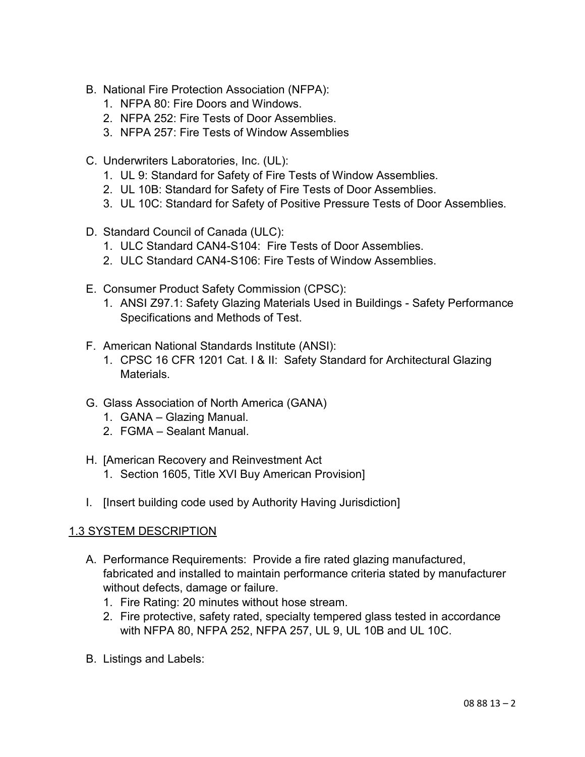B. National Fire Protection Association (NFPA):
   1. NFPA 80: Fire Doors and Windows.
   2. NFPA 252: Fire Tests of Door Assemblies.
   3. NFPA 257: Fire Tests of Window Assemblies

C. Underwriters Laboratories, Inc. (UL):
   1. UL 9: Standard for Safety of Fire Tests of Window Assemblies.
   2. UL 10B: Standard for Safety of Fire Tests of Door Assemblies.
   3. UL 10C: Standard for Safety of Positive Pressure Tests of Door Assemblies.

D. Standard Council of Canada (ULC):
   1. ULC Standard CAN4-S104: Fire Tests of Door Assemblies.
   2. ULC Standard CAN4-S106: Fire Tests of Window Assemblies.

E. Consumer Product Safety Commission (CPSC):
   1. ANSI Z97.1: Safety Glazing Materials Used in Buildings - Safety Performance Specifications and Methods of Test.

F. American National Standards Institute (ANSI):
   1. CPSC 16 CFR 1201 Cat. I & II: Safety Standard for Architectural Glazing Materials.

G. Glass Association of North America (GANA)
   1. GANA – Glazing Manual.
   2. FGMA – Sealant Manual.

H. [American Recovery and Reinvestment Act
   1. Section 1605, Title XVI Buy American Provision]

I. [Insert building code used by Authority Having Jurisdiction]

## 1.3 SYSTEM DESCRIPTION

A. Performance Requirements: Provide a fire rated glazing manufactured, fabricated and installed to maintain performance criteria stated by manufacturer without defects, damage or failure.
   1. Fire Rating: 20 minutes without hose stream.
   2. Fire protective, safety rated, specialty tempered glass tested in accordance with NFPA 80, NFPA 252, NFPA 257, UL 9, UL 10B and UL 10C.

B. Listings and Labels: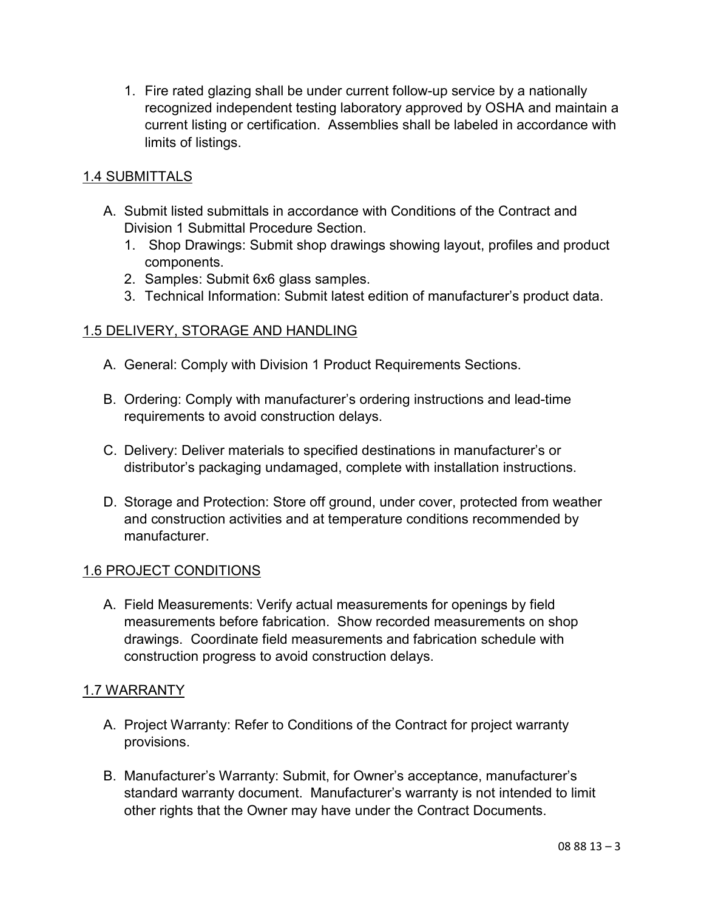1. Fire rated glazing shall be under current follow-up service by a nationally recognized independent testing laboratory approved by OSHA and maintain a current listing or certification. Assemblies shall be labeled in accordance with limits of listings.

## 1.4 SUBMITTALS

A. Submit listed submittals in accordance with Conditions of the Contract and Division 1 Submittal Procedure Section.
   1. Shop Drawings: Submit shop drawings showing layout, profiles and product components.
   2. Samples: Submit 6x6 glass samples.
   3. Technical Information: Submit latest edition of manufacturer's product data.

## 1.5 DELIVERY, STORAGE AND HANDLING

A. General: Comply with Division 1 Product Requirements Sections.

B. Ordering: Comply with manufacturer's ordering instructions and lead-time requirements to avoid construction delays.

C. Delivery: Deliver materials to specified destinations in manufacturer's or distributor's packaging undamaged, complete with installation instructions.

D. Storage and Protection: Store off ground, under cover, protected from weather and construction activities and at temperature conditions recommended by manufacturer.

## 1.6 PROJECT CONDITIONS

A. Field Measurements: Verify actual measurements for openings by field measurements before fabrication. Show recorded measurements on shop drawings. Coordinate field measurements and fabrication schedule with construction progress to avoid construction delays.

## 1.7 WARRANTY

A. Project Warranty: Refer to Conditions of the Contract for project warranty provisions.

B. Manufacturer's Warranty: Submit, for Owner's acceptance, manufacturer's standard warranty document. Manufacturer's warranty is not intended to limit other rights that the Owner may have under the Contract Documents.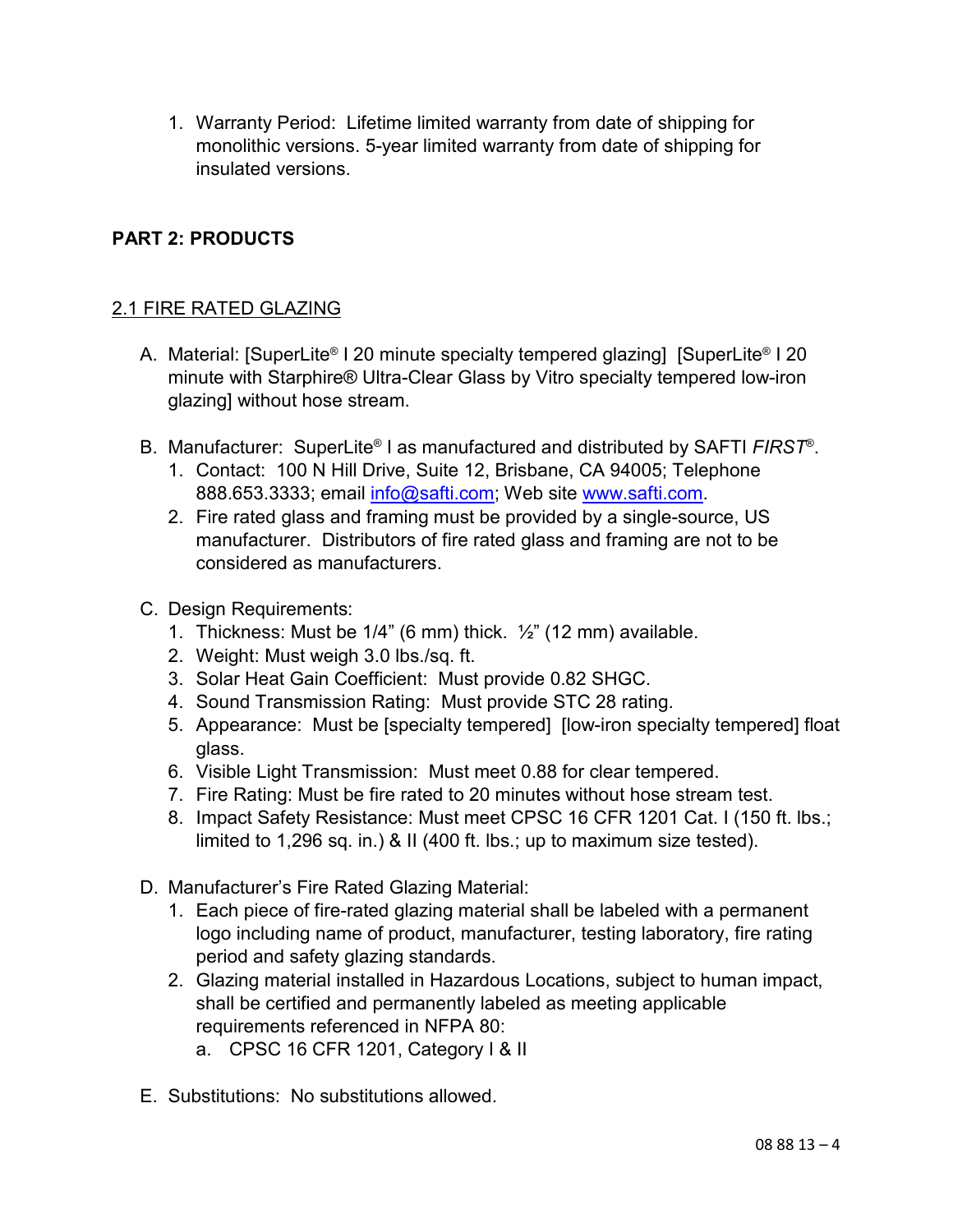1. Warranty Period: Lifetime limited warranty from date of shipping for monolithic versions. 5-year limited warranty from date of shipping for insulated versions.

## PART 2: PRODUCTS

### 2.1 FIRE RATED GLAZING

A. Material: [SuperLite® I 20 minute specialty tempered glazing] [SuperLite® I 20 minute with Starphire® Ultra-Clear Glass by Vitro specialty tempered low-iron glazing] without hose stream.

B. Manufacturer: SuperLite® I as manufactured and distributed by SAFTI *FIRST*®.
   1. Contact: 100 N Hill Drive, Suite 12, Brisbane, CA 94005; Telephone 888.653.3333; email [info@safti.com](mailto:info@safti.com); Web site [www.safti.com](http://www.safti.com).
   2. Fire rated glass and framing must be provided by a single-source, US manufacturer. Distributors of fire rated glass and framing are not to be considered as manufacturers.

C. Design Requirements:
   1. Thickness: Must be 1/4" (6 mm) thick. ½" (12 mm) available.
   2. Weight: Must weigh 3.0 lbs./sq. ft.
   3. Solar Heat Gain Coefficient: Must provide 0.82 SHGC.
   4. Sound Transmission Rating: Must provide STC 28 rating.
   5. Appearance: Must be [specialty tempered] [low-iron specialty tempered] float glass.
   6. Visible Light Transmission: Must meet 0.88 for clear tempered.
   7. Fire Rating: Must be fire rated to 20 minutes without hose stream test.
   8. Impact Safety Resistance: Must meet CPSC 16 CFR 1201 Cat. I (150 ft. lbs.; limited to 1,296 sq. in.) & II (400 ft. lbs.; up to maximum size tested).

D. Manufacturer's Fire Rated Glazing Material:
   1. Each piece of fire-rated glazing material shall be labeled with a permanent logo including name of product, manufacturer, testing laboratory, fire rating period and safety glazing standards.
   2. Glazing material installed in Hazardous Locations, subject to human impact, shall be certified and permanently labeled as meeting applicable requirements referenced in NFPA 80:
      a. CPSC 16 CFR 1201, Category I & II

E. Substitutions: No substitutions allowed.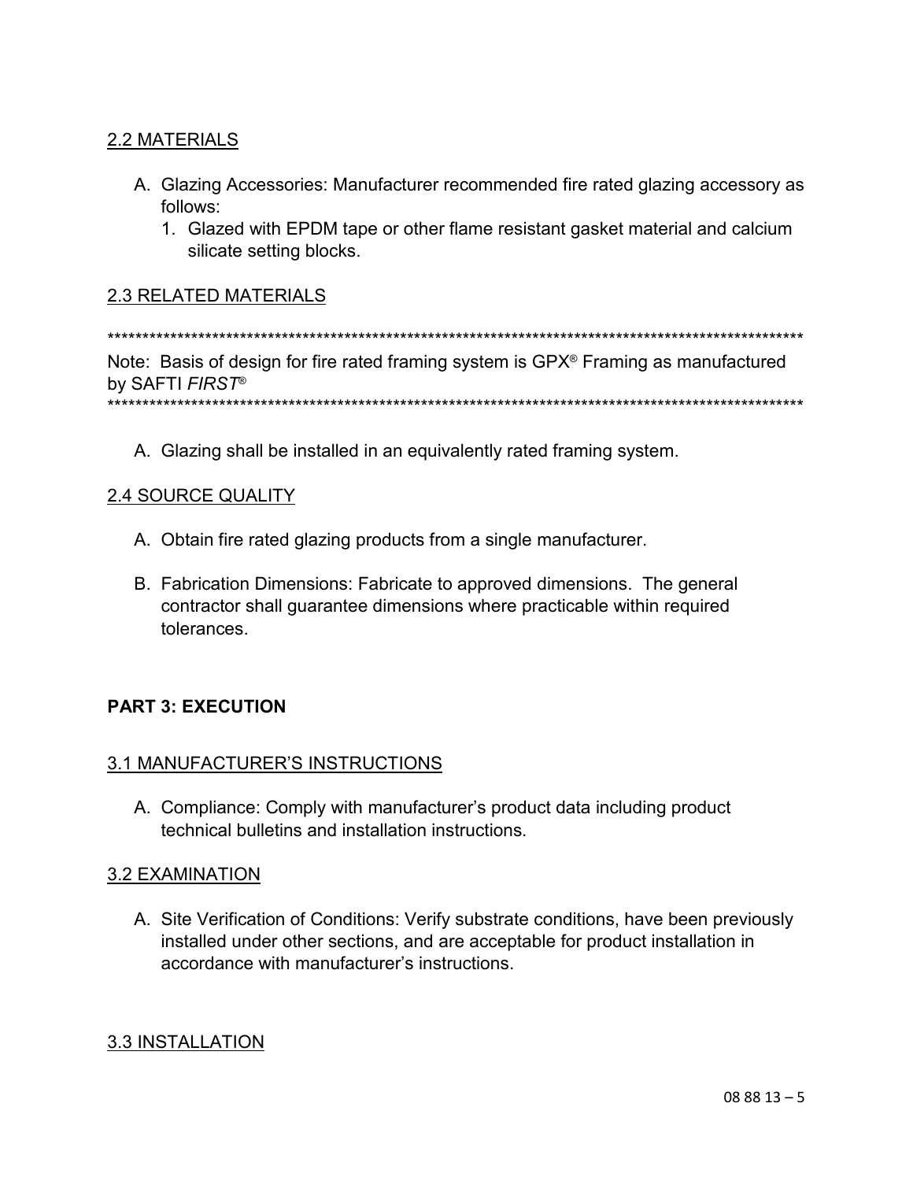2.2 MATERIALS

A. Glazing Accessories: Manufacturer recommended fire rated glazing accessory as follows:
   1. Glazed with EPDM tape or other flame resistant gasket material and calcium silicate setting blocks.

2.3 RELATED MATERIALS

****************************************************************************************************
Note: Basis of design for fire rated framing system is GPX® Framing as manufactured by SAFTI *FIRST*®
****************************************************************************************************

A. Glazing shall be installed in an equivalently rated framing system.

2.4 SOURCE QUALITY

A. Obtain fire rated glazing products from a single manufacturer.

B. Fabrication Dimensions: Fabricate to approved dimensions. The general contractor shall guarantee dimensions where practicable within required tolerances.

**PART 3: EXECUTION**

3.1 MANUFACTURER'S INSTRUCTIONS

A. Compliance: Comply with manufacturer's product data including product technical bulletins and installation instructions.

3.2 EXAMINATION

A. Site Verification of Conditions: Verify substrate conditions, have been previously installed under other sections, and are acceptable for product installation in accordance with manufacturer's instructions.

3.3 INSTALLATION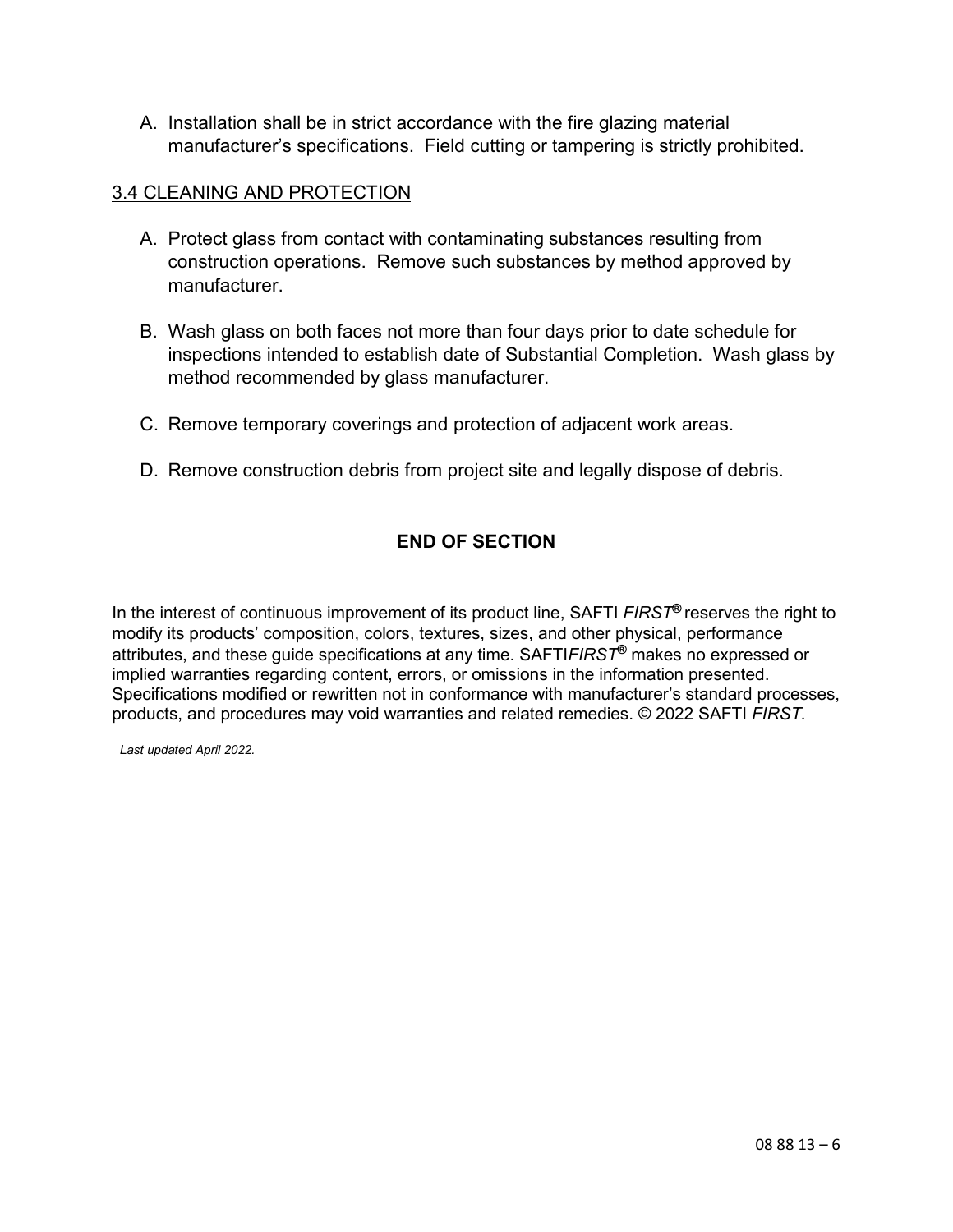A. Installation shall be in strict accordance with the fire glazing material manufacturer's specifications. Field cutting or tampering is strictly prohibited.

## 3.4 CLEANING AND PROTECTION

A. Protect glass from contact with contaminating substances resulting from construction operations. Remove such substances by method approved by manufacturer.

B. Wash glass on both faces not more than four days prior to date schedule for inspections intended to establish date of Substantial Completion. Wash glass by method recommended by glass manufacturer.

C. Remove temporary coverings and protection of adjacent work areas.

D. Remove construction debris from project site and legally dispose of debris.

**END OF SECTION**

In the interest of continuous improvement of its product line, SAFTI *FIRST*® reserves the right to modify its products' composition, colors, textures, sizes, and other physical, performance attributes, and these guide specifications at any time. SAFTI*FIRST*® makes no expressed or implied warranties regarding content, errors, or omissions in the information presented. Specifications modified or rewritten not in conformance with manufacturer's standard processes, products, and procedures may void warranties and related remedies. © 2022 SAFTI *FIRST.*

*Last updated April 2022.*